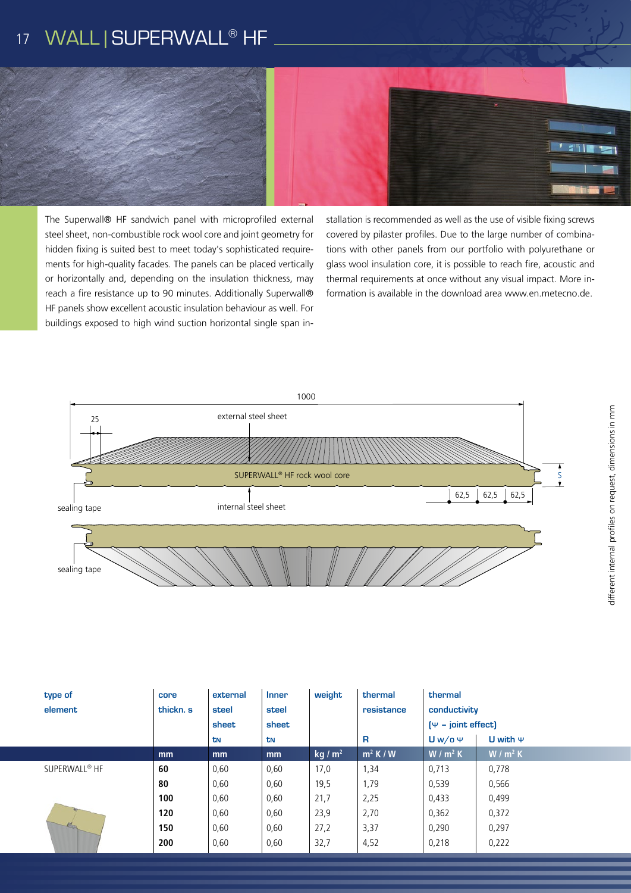# WALL | SUPERWALL® HF

The Superwall® HF sandwich panel with microprofiled external steel sheet, non-combustible rock wool core and joint geometry for hidden fixing is suited best to meet today's sophisticated requirements for high-quality facades. The panels can be placed vertically or horizontally and, depending on the insulation thickness, may reach a fire resistance up to 90 minutes. Additionally Superwall® HF panels show excellent acoustic insulation behaviour as well. For buildings exposed to high wind suction horizontal single span installation is recommended as well as the use of visible fixing screws covered by pilaster profiles. Due to the large number of combinations with other panels from our portfolio with polyurethane or glass wool insulation core, it is possible to reach fire, acoustic and thermal requirements at once without any visual impact. More information is available in the download area www.en.metecno.de.

1000

25

external steel sheet

SUPERWALL® HF rock wool core

S

62,5 | 62,5 | 62,5

sealing tape

internal steel sheet

sealing tape

different internal profiles on request, dimensions in mm

| type of element | core thickn. s | external steel sheet $t_N$ | Inner steel sheet $t_N$ | weight | thermal resistance R | thermal conductivity ($\Psi$ – joint effect) U w/o $\Psi$ | U with $\Psi$ |
|---|---|---|---|---|---|---|---|
| | mm | mm | mm | kg / m² | m² K / W | W / m² K | W / m² K |
| SUPERWALL® HF | **60** | 0,60 | 0,60 | 17,0 | 1,34 | 0,713 | 0,778 |
| | **80** | 0,60 | 0,60 | 19,5 | 1,79 | 0,539 | 0,566 |
| | **100** | 0,60 | 0,60 | 21,7 | 2,25 | 0,433 | 0,499 |
| | **120** | 0,60 | 0,60 | 23,9 | 2,70 | 0,362 | 0,372 |
| | **150** | 0,60 | 0,60 | 27,2 | 3,37 | 0,290 | 0,297 |
| | **200** | 0,60 | 0,60 | 32,7 | 4,52 | 0,218 | 0,222 |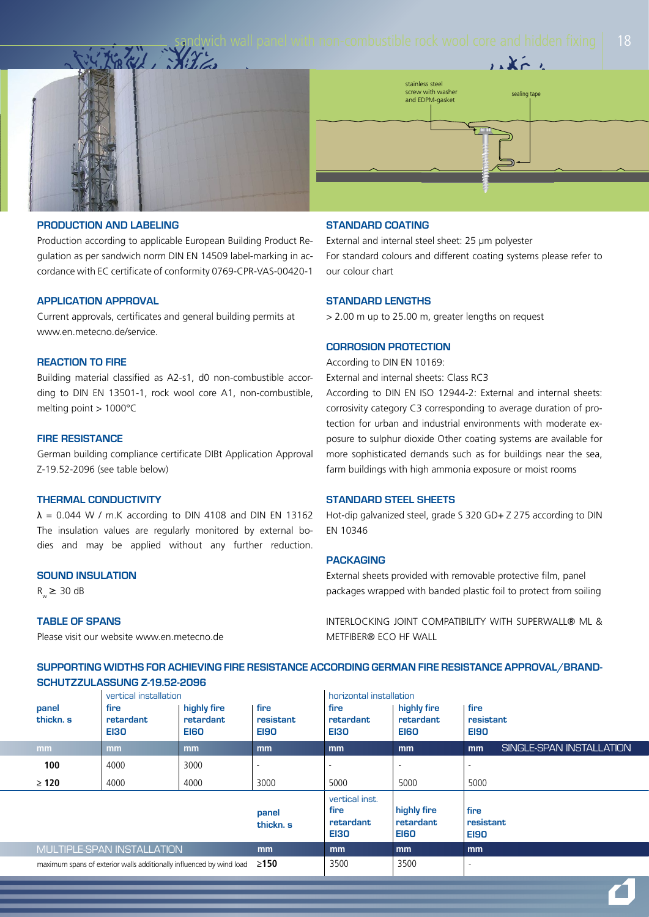## PRODUCTION AND LABELING

Production according to applicable European Building Product Regulation as per sandwich norm DIN EN 14509 label-marking in accordance with EC certificate of conformity 0769-CPR-VAS-00420-1

## APPLICATION APPROVAL

Current approvals, certificates and general building permits at www.en.metecno.de/service.

## REACTION TO FIRE

Building material classified as A2-s1, d0 non-combustible according to DIN EN 13501-1, rock wool core A1, non-combustible, melting point > 1000°C

## FIRE RESISTANCE

German building compliance certificate DIBt Application Approval Z-19.52-2096 (see table below)

## THERMAL CONDUCTIVITY

$\lambda$ = 0.044 W / m.K according to DIN 4108 and DIN EN 13162 The insulation values are regularly monitored by external bodies and may be applied without any further reduction.

## SOUND INSULATION

$R_w \geq 30$ dB

## TABLE OF SPANS

Please visit our website www.en.metecno.de

## STANDARD COATING

External and internal steel sheet: 25 µm polyester

For standard colours and different coating systems please refer to our colour chart

## STANDARD LENGTHS

> 2.00 m up to 25.00 m, greater lengths on request

## CORROSION PROTECTION

According to DIN EN 10169:

External and internal sheets: Class RC3

According to DIN EN ISO 12944-2: External and internal sheets: corrosivity category C3 corresponding to average duration of protection for urban and industrial environments with moderate exposure to sulphur dioxide Other coating systems are available for more sophisticated demands such as for buildings near the sea, farm buildings with high ammonia exposure or moist rooms

## STANDARD STEEL SHEETS

Hot-dip galvanized steel, grade S 320 GD+ Z 275 according to DIN EN 10346

## PACKAGING

External sheets provided with removable protective film, panel packages wrapped with banded plastic foil to protect from soiling

INTERLOCKING JOINT COMPATIBILITY WITH SUPERWALL® ML & METFIBER® ECO HF WALL

## SUPPORTING WIDTHS FOR ACHIEVING FIRE RESISTANCE ACCORDING GERMAN FIRE RESISTANCE APPROVAL/BRANDSCHUTZZULASSUNG Z-19.52-2096

SINGLE-SPAN INSTALLATION

| panel thickn. s | vertical installation fire retardant EI30 | highly fire retardant EI60 | fire resistant EI90 | horizontal installation fire retardant EI30 | highly fire retardant EI60 | fire resistant EI90 |
|---|---|---|---|---|---|---|
| mm | mm | mm | mm | mm | mm | mm |
| 100 | 4000 | 3000 | - | - | - | - |
| ≥ 120 | 4000 | 4000 | 3000 | 5000 | 5000 | 5000 |

MULTIPLE-SPAN INSTALLATION

| panel thickn. s | vertical inst. fire retardant EI30 | highly fire retardant EI60 | fire resistant EI90 |
|---|---|---|---|
| mm | mm | mm | mm |
| ≥150 | 3500 | 3500 | - |

maximum spans of exterior walls additionally influenced by wind load